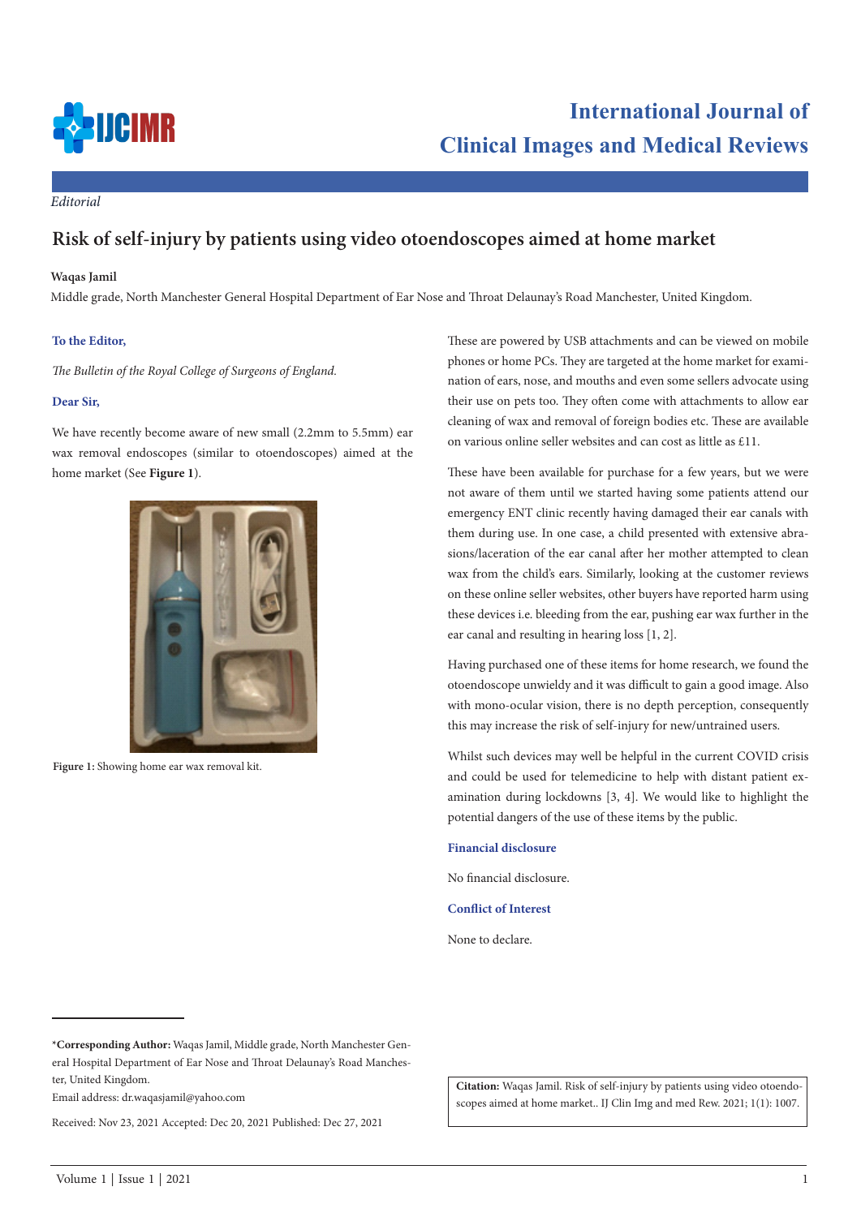*Editorial*

# Risk of self-injury by patients using video otoendoscopes aimed at home market

**Waqas Jamil**

Middle grade, North Manchester General Hospital Department of Ear Nose and Throat Delaunay's Road Manchester, United Kingdom.

**To the Editor,**

*The Bulletin of the Royal College of Surgeons of England.*

**Dear Sir,**

We have recently become aware of new small (2.2mm to 5.5mm) ear wax removal endoscopes (similar to otoendoscopes) aimed at the home market (See **Figure 1**).

**Figure 1:** Showing home ear wax removal kit.

These are powered by USB attachments and can be viewed on mobile phones or home PCs. They are targeted at the home market for examination of ears, nose, and mouths and even some sellers advocate using their use on pets too. They often come with attachments to allow ear cleaning of wax and removal of foreign bodies etc. These are available on various online seller websites and can cost as little as £11.

These have been available for purchase for a few years, but we were not aware of them until we started having some patients attend our emergency ENT clinic recently having damaged their ear canals with them during use. In one case, a child presented with extensive abrasions/laceration of the ear canal after her mother attempted to clean wax from the child's ears. Similarly, looking at the customer reviews on these online seller websites, other buyers have reported harm using these devices i.e. bleeding from the ear, pushing ear wax further in the ear canal and resulting in hearing loss [1, 2].

Having purchased one of these items for home research, we found the otoendoscope unwieldy and it was difficult to gain a good image. Also with mono-ocular vision, there is no depth perception, consequently this may increase the risk of self-injury for new/untrained users.

Whilst such devices may well be helpful in the current COVID crisis and could be used for telemedicine to help with distant patient examination during lockdowns [3, 4]. We would like to highlight the potential dangers of the use of these items by the public.

## Financial disclosure

No financial disclosure.

## Conflict of Interest

None to declare.

---

***Corresponding Author:** Waqas Jamil, Middle grade, North Manchester General Hospital Department of Ear Nose and Throat Delaunay's Road Manchester, United Kingdom.

Email address: dr.waqasjamil@yahoo.com

Received: Nov 23, 2021 Accepted: Dec 20, 2021 Published: Dec 27, 2021

**Citation:** Waqas Jamil. Risk of self-injury by patients using video otoendoscopes aimed at home market.. IJ Clin Img and med Rew. 2021; 1(1): 1007.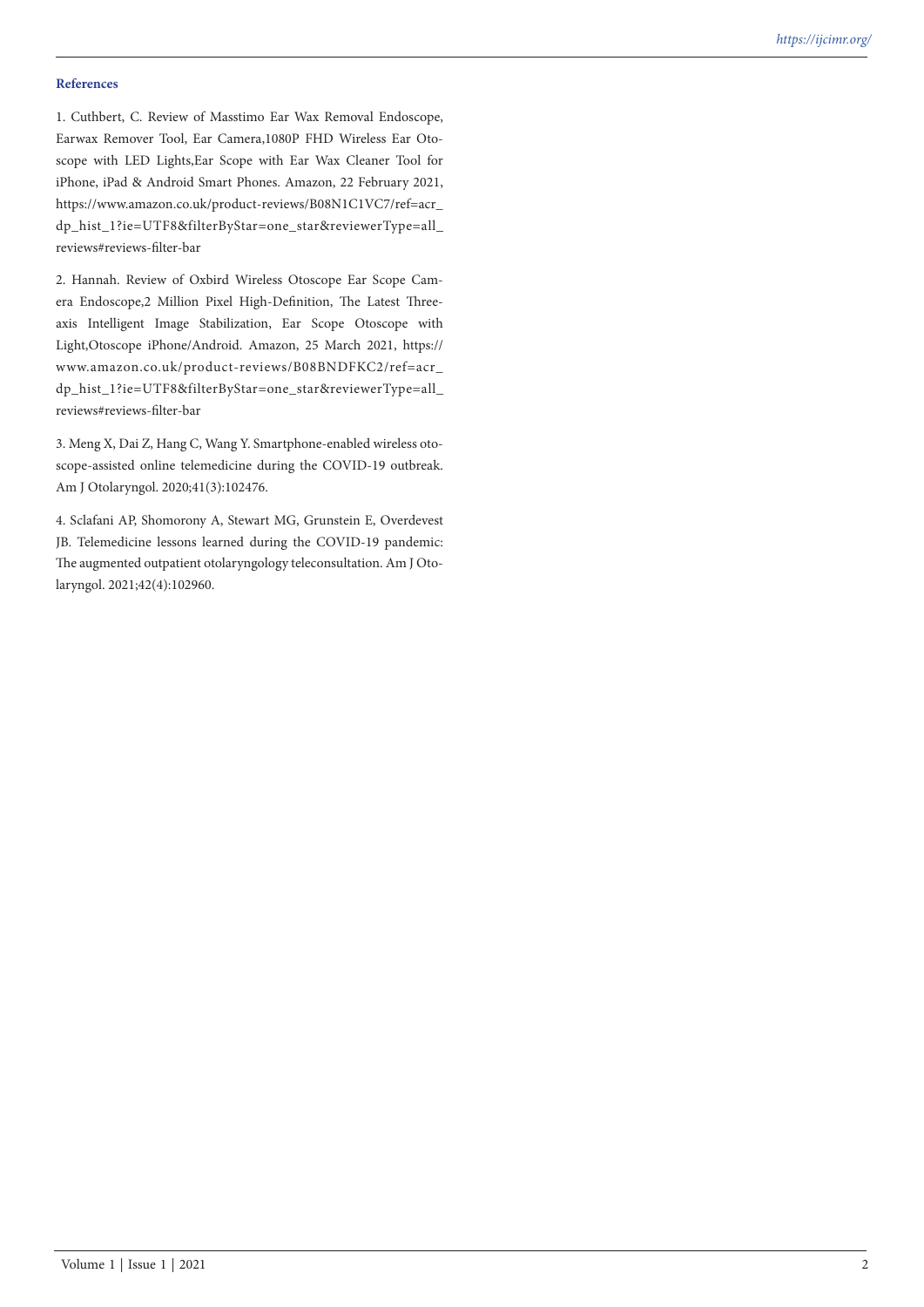**References**

1. Cuthbert, C. Review of Masstimo Ear Wax Removal Endoscope, Earwax Remover Tool, Ear Camera,1080P FHD Wireless Ear Otoscope with LED Lights,Ear Scope with Ear Wax Cleaner Tool for iPhone, iPad & Android Smart Phones. Amazon, 22 February 2021, https://www.amazon.co.uk/product-reviews/B08N1C1VC7/ref=acr_dp_hist_1?ie=UTF8&filterByStar=one_star&reviewerType=all_reviews#reviews-filter-bar

2. Hannah. Review of Oxbird Wireless Otoscope Ear Scope Camera Endoscope,2 Million Pixel High-Definition, The Latest Three-axis Intelligent Image Stabilization, Ear Scope Otoscope with Light,Otoscope iPhone/Android. Amazon, 25 March 2021, https://www.amazon.co.uk/product-reviews/B08BNDFKC2/ref=acr_dp_hist_1?ie=UTF8&filterByStar=one_star&reviewerType=all_reviews#reviews-filter-bar

3. Meng X, Dai Z, Hang C, Wang Y. Smartphone-enabled wireless otoscope-assisted online telemedicine during the COVID-19 outbreak. Am J Otolaryngol. 2020;41(3):102476.

4. Sclafani AP, Shomorony A, Stewart MG, Grunstein E, Overdevest JB. Telemedicine lessons learned during the COVID-19 pandemic: The augmented outpatient otolaryngology teleconsultation. Am J Otolaryngol. 2021;42(4):102960.